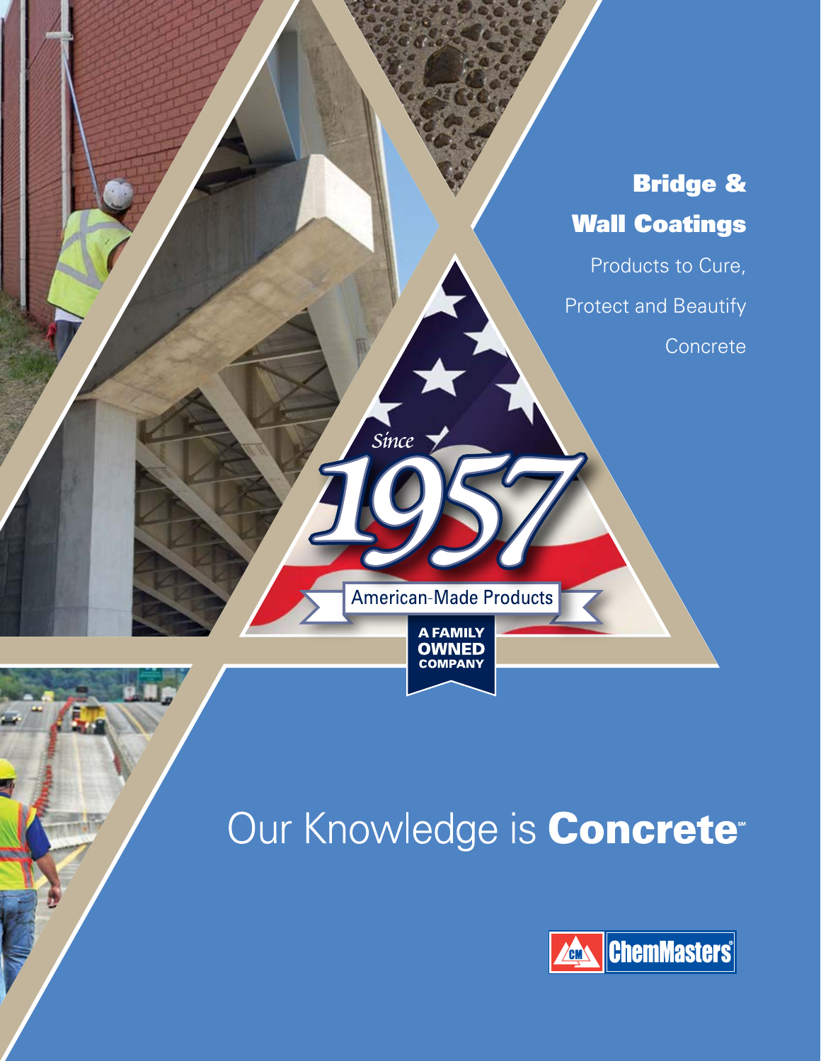# Bridge & Wall Coatings

Products to Cure, Protect and Beautify Concrete

*Since* 1957

American-Made Products

A FAMILY OWNED COMPANY

Our Knowledge is **Concrete**℠

ChemMasters®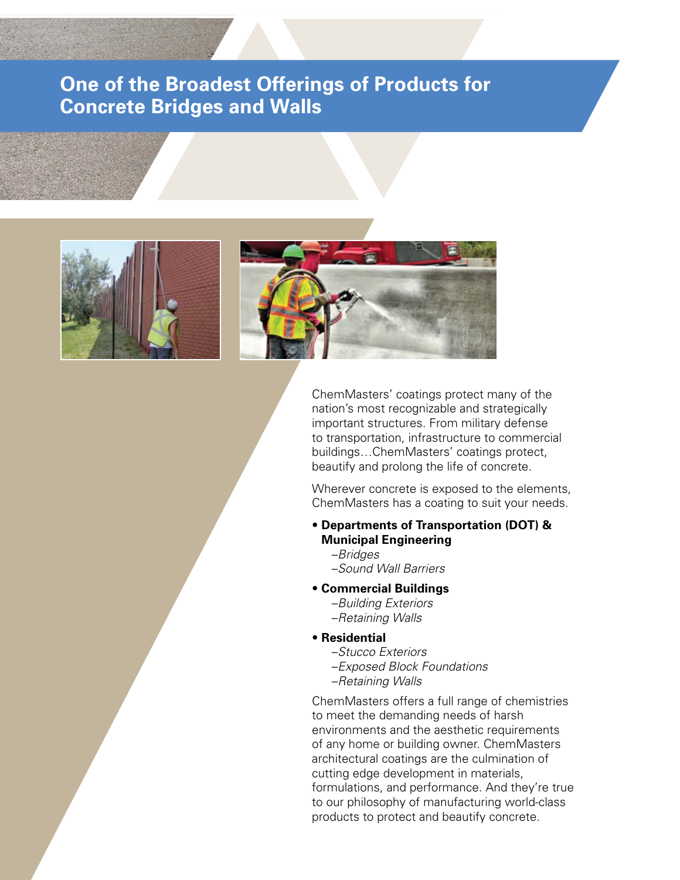# One of the Broadest Offerings of Products for Concrete Bridges and Walls

ChemMasters' coatings protect many of the nation's most recognizable and strategically important structures. From military defense to transportation, infrastructure to commercial buildings…ChemMasters' coatings protect, beautify and prolong the life of concrete.

Wherever concrete is exposed to the elements, ChemMasters has a coating to suit your needs.

- **Departments of Transportation (DOT) & Municipal Engineering**
  - *–Bridges*
  - *–Sound Wall Barriers*
- **Commercial Buildings**
  - *–Building Exteriors*
  - *–Retaining Walls*
- **Residential**
  - *–Stucco Exteriors*
  - *–Exposed Block Foundations*
  - *–Retaining Walls*

ChemMasters offers a full range of chemistries to meet the demanding needs of harsh environments and the aesthetic requirements of any home or building owner. ChemMasters architectural coatings are the culmination of cutting edge development in materials, formulations, and performance. And they're true to our philosophy of manufacturing world-class products to protect and beautify concrete.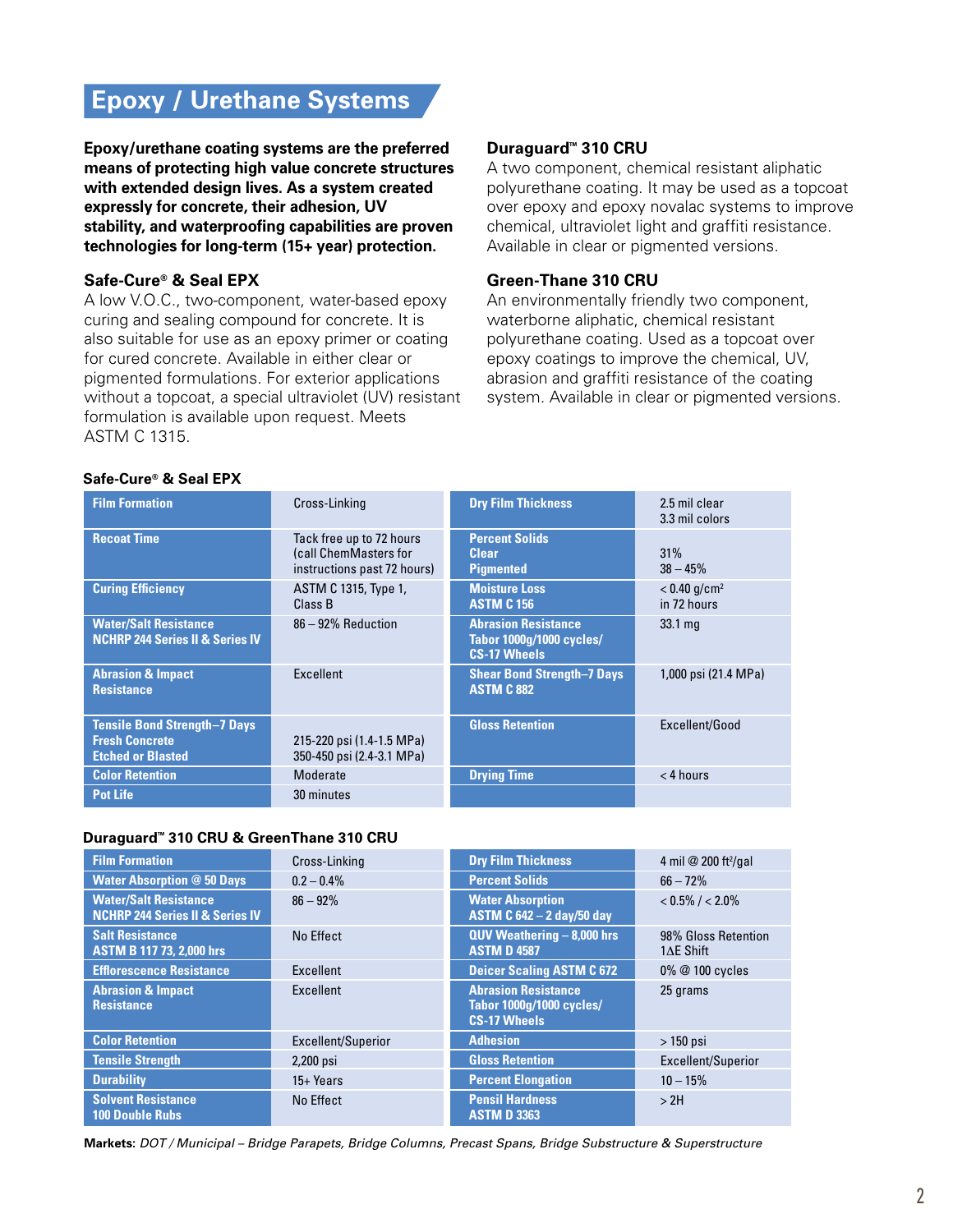# Epoxy / Urethane Systems

**Epoxy/urethane coating systems are the preferred means of protecting high value concrete structures with extended design lives. As a system created expressly for concrete, their adhesion, UV stability, and waterproofing capabilities are proven technologies for long-term (15+ year) protection.**

### Safe-Cure® & Seal EPX

A low V.O.C., two-component, water-based epoxy curing and sealing compound for concrete. It is also suitable for use as an epoxy primer or coating for cured concrete. Available in either clear or pigmented formulations. For exterior applications without a topcoat, a special ultraviolet (UV) resistant formulation is available upon request. Meets ASTM C 1315.

### Duraguard™ 310 CRU

A two component, chemical resistant aliphatic polyurethane coating. It may be used as a topcoat over epoxy and epoxy novalac systems to improve chemical, ultraviolet light and graffiti resistance. Available in clear or pigmented versions.

### Green-Thane 310 CRU

An environmentally friendly two component, waterborne aliphatic, chemical resistant polyurethane coating. Used as a topcoat over epoxy coatings to improve the chemical, UV, abrasion and graffiti resistance of the coating system. Available in clear or pigmented versions.

**Safe-Cure® & Seal EPX**

| Property | Value | Property | Value |
|---|---|---|---|
| Film Formation | Cross-Linking | Dry Film Thickness | 2.5 mil clear<br>3.3 mil colors |
| Recoat Time | Tack free up to 72 hours (call ChemMasters for instructions past 72 hours) | Percent Solids<br>Clear<br>Pigmented | <br>31%<br>38 – 45% |
| Curing Efficiency | ASTM C 1315, Type 1, Class B | Moisture Loss<br>ASTM C 156 | < 0.40 g/cm²<br>in 72 hours |
| Water/Salt Resistance<br>NCHRP 244 Series II & Series IV | 86 – 92% Reduction | Abrasion Resistance<br>Tabor 1000g/1000 cycles/<br>CS-17 Wheels | 33.1 mg |
| Abrasion & Impact Resistance | Excellent | Shear Bond Strength–7 Days<br>ASTM C 882 | 1,000 psi (21.4 MPa) |
| Tensile Bond Strength–7 Days<br>Fresh Concrete<br>Etched or Blasted | <br>215-220 psi (1.4-1.5 MPa)<br>350-450 psi (2.4-3.1 MPa) | Gloss Retention | Excellent/Good |
| Color Retention | Moderate | Drying Time | < 4 hours |
| Pot Life | 30 minutes | | |

**Duraguard™ 310 CRU & GreenThane 310 CRU**

| Property | Value | Property | Value |
|---|---|---|---|
| Film Formation | Cross-Linking | Dry Film Thickness | 4 mil @ 200 ft²/gal |
| Water Absorption @ 50 Days | 0.2 – 0.4% | Percent Solids | 66 – 72% |
| Water/Salt Resistance<br>NCHRP 244 Series II & Series IV | 86 – 92% | Water Absorption<br>ASTM C 642 – 2 day/50 day | < 0.5% / < 2.0% |
| Salt Resistance<br>ASTM B 117 73, 2,000 hrs | No Effect | QUV Weathering – 8,000 hrs<br>ASTM D 4587 | 98% Gloss Retention<br>1ΔE Shift |
| Efflorescence Resistance | Excellent | Deicer Scaling ASTM C 672 | 0% @ 100 cycles |
| Abrasion & Impact Resistance | Excellent | Abrasion Resistance<br>Tabor 1000g/1000 cycles/<br>CS-17 Wheels | 25 grams |
| Color Retention | Excellent/Superior | Adhesion | > 150 psi |
| Tensile Strength | 2,200 psi | Gloss Retention | Excellent/Superior |
| Durability | 15+ Years | Percent Elongation | 10 – 15% |
| Solvent Resistance<br>100 Double Rubs | No Effect | Pensil Hardness<br>ASTM D 3363 | > 2H |

**Markets:** *DOT / Municipal – Bridge Parapets, Bridge Columns, Precast Spans, Bridge Substructure & Superstructure*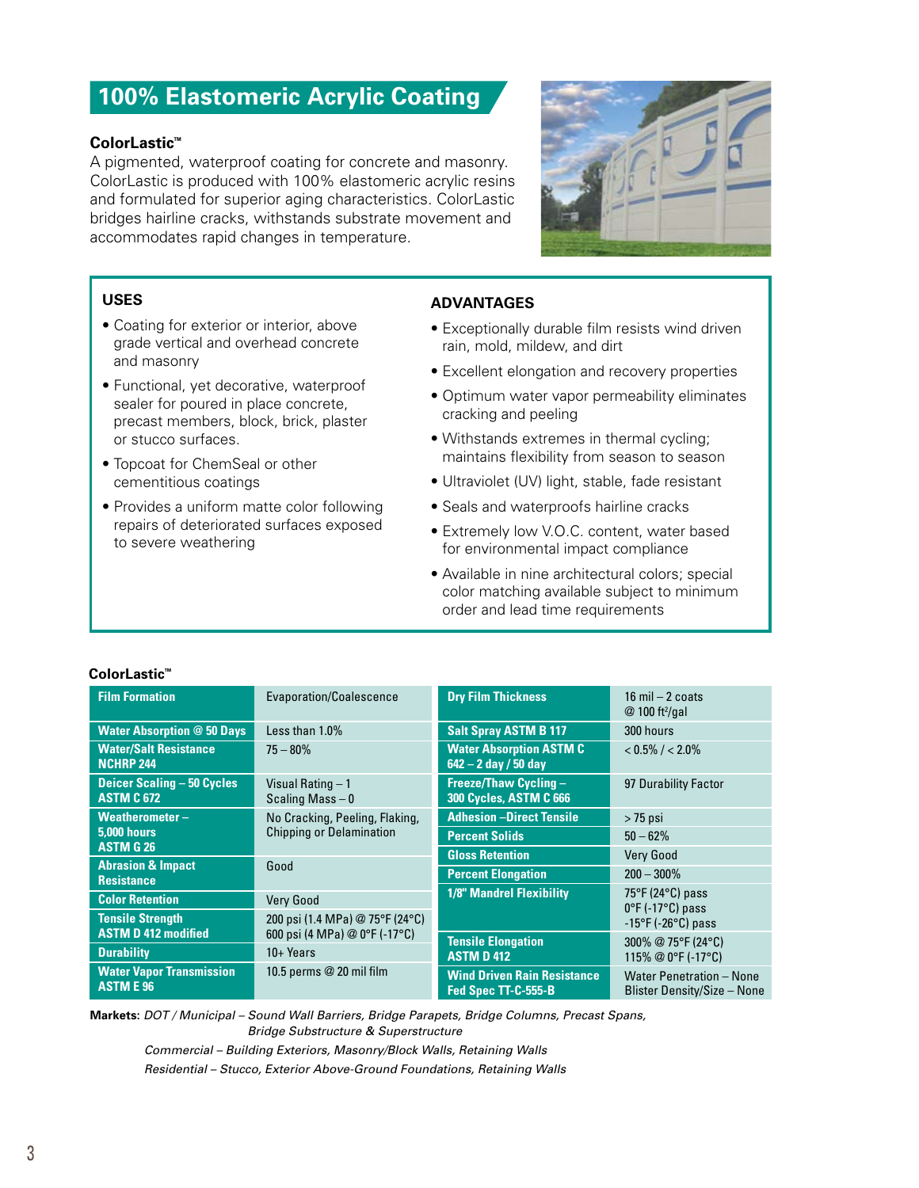# 100% Elastomeric Acrylic Coating

**ColorLastic™**

A pigmented, waterproof coating for concrete and masonry. ColorLastic is produced with 100% elastomeric acrylic resins and formulated for superior aging characteristics. ColorLastic bridges hairline cracks, withstands substrate movement and accommodates rapid changes in temperature.

## USES

- Coating for exterior or interior, above grade vertical and overhead concrete and masonry
- Functional, yet decorative, waterproof sealer for poured in place concrete, precast members, block, brick, plaster or stucco surfaces.
- Topcoat for ChemSeal or other cementitious coatings
- Provides a uniform matte color following repairs of deteriorated surfaces exposed to severe weathering

## ADVANTAGES

- Exceptionally durable film resists wind driven rain, mold, mildew, and dirt
- Excellent elongation and recovery properties
- Optimum water vapor permeability eliminates cracking and peeling
- Withstands extremes in thermal cycling; maintains flexibility from season to season
- Ultraviolet (UV) light, stable, fade resistant
- Seals and waterproofs hairline cracks
- Extremely low V.O.C. content, water based for environmental impact compliance
- Available in nine architectural colors; special color matching available subject to minimum order and lead time requirements

**ColorLastic™**

| Property | Value | Property | Value |
|---|---|---|---|
| **Film Formation** | Evaporation/Coalescence | **Dry Film Thickness** | 16 mil – 2 coats @ 100 ft²/gal |
| **Water Absorption @ 50 Days** | Less than 1.0% | **Salt Spray ASTM B 117** | 300 hours |
| **Water/Salt Resistance NCHRP 244** | 75 – 80% | **Water Absorption ASTM C 642 – 2 day / 50 day** | < 0.5% / < 2.0% |
| **Deicer Scaling – 50 Cycles ASTM C 672** | Visual Rating – 1<br>Scaling Mass – 0 | **Freeze/Thaw Cycling – 300 Cycles, ASTM C 666** | 97 Durability Factor |
| **Weatherometer – 5,000 hours ASTM G 26** | No Cracking, Peeling, Flaking, Chipping or Delamination | **Adhesion –Direct Tensile** | > 75 psi |
| | | **Percent Solids** | 50 – 62% |
| **Abrasion & Impact Resistance** | Good | **Gloss Retention** | Very Good |
| | | **Percent Elongation** | 200 – 300% |
| **Color Retention** | Very Good | **1/8" Mandrel Flexibility** | 75°F (24°C) pass<br>0°F (-17°C) pass<br>-15°F (-26°C) pass |
| **Tensile Strength ASTM D 412 modified** | 200 psi (1.4 MPa) @ 75°F (24°C)<br>600 psi (4 MPa) @ 0°F (-17°C) | | |
| **Durability** | 10+ Years | **Tensile Elongation ASTM D 412** | 300% @ 75°F (24°C)<br>115% @ 0°F (-17°C) |
| **Water Vapor Transmission ASTM E 96** | 10.5 perms @ 20 mil film | **Wind Driven Rain Resistance Fed Spec TT-C-555-B** | Water Penetration – None<br>Blister Density/Size – None |

**Markets:** *DOT / Municipal – Sound Wall Barriers, Bridge Parapets, Bridge Columns, Precast Spans, Bridge Substructure & Superstructure*

*Commercial – Building Exteriors, Masonry/Block Walls, Retaining Walls*

*Residential – Stucco, Exterior Above-Ground Foundations, Retaining Walls*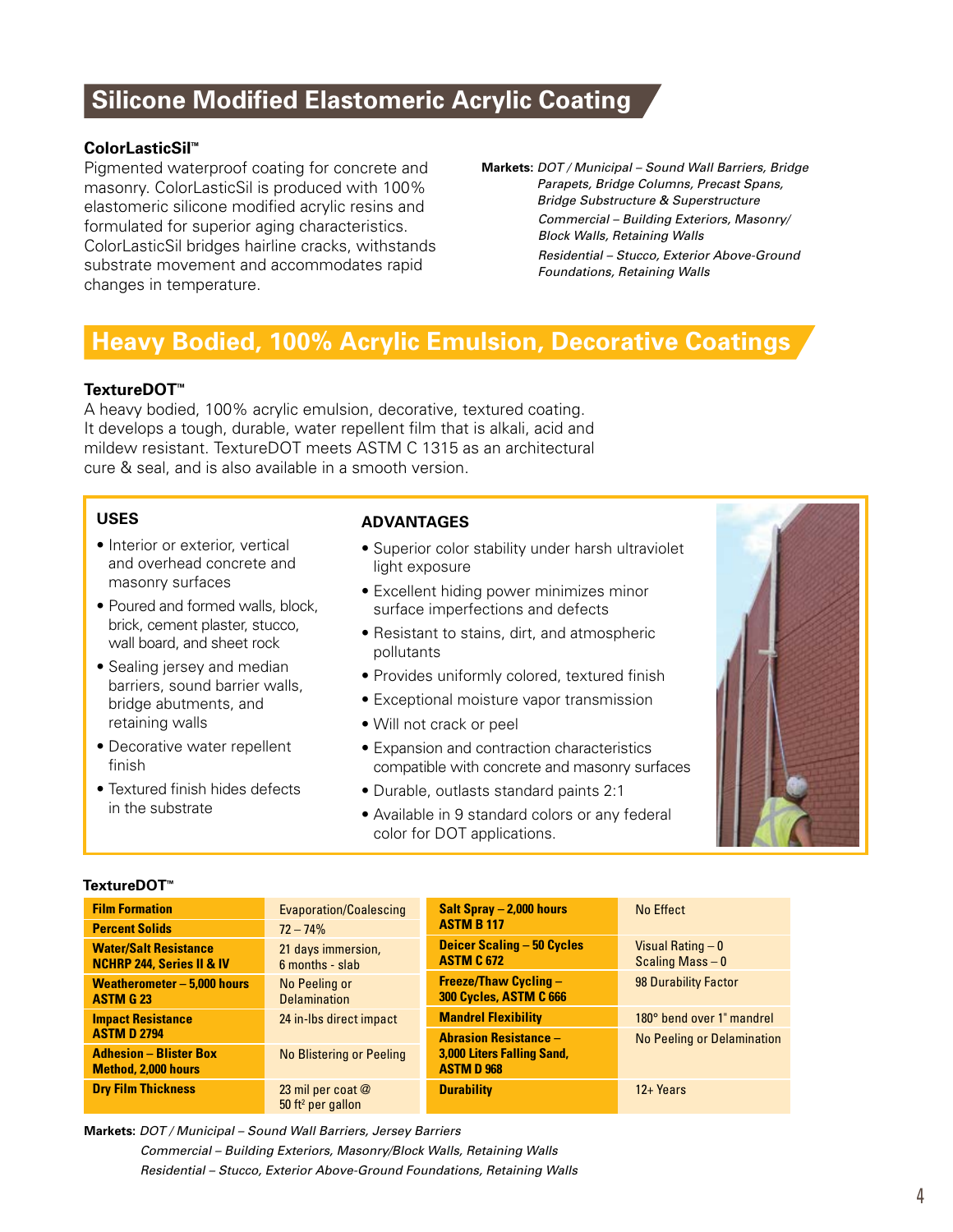## Silicone Modified Elastomeric Acrylic Coating

**ColorLasticSil™**

Pigmented waterproof coating for concrete and masonry. ColorLasticSil is produced with 100% elastomeric silicone modified acrylic resins and formulated for superior aging characteristics. ColorLasticSil bridges hairline cracks, withstands substrate movement and accommodates rapid changes in temperature.

**Markets:** *DOT / Municipal – Sound Wall Barriers, Bridge Parapets, Bridge Columns, Precast Spans, Bridge Substructure & Superstructure*

*Commercial – Building Exteriors, Masonry/ Block Walls, Retaining Walls*

*Residential – Stucco, Exterior Above-Ground Foundations, Retaining Walls*

## Heavy Bodied, 100% Acrylic Emulsion, Decorative Coatings

**TextureDOT™**

A heavy bodied, 100% acrylic emulsion, decorative, textured coating. It develops a tough, durable, water repellent film that is alkali, acid and mildew resistant. TextureDOT meets ASTM C 1315 as an architectural cure & seal, and is also available in a smooth version.

### USES

- Interior or exterior, vertical and overhead concrete and masonry surfaces
- Poured and formed walls, block, brick, cement plaster, stucco, wall board, and sheet rock
- Sealing jersey and median barriers, sound barrier walls, bridge abutments, and retaining walls
- Decorative water repellent finish
- Textured finish hides defects in the substrate

### ADVANTAGES

- Superior color stability under harsh ultraviolet light exposure
- Excellent hiding power minimizes minor surface imperfections and defects
- Resistant to stains, dirt, and atmospheric pollutants
- Provides uniformly colored, textured finish
- Exceptional moisture vapor transmission
- Will not crack or peel
- Expansion and contraction characteristics compatible with concrete and masonry surfaces
- Durable, outlasts standard paints 2:1
- Available in 9 standard colors or any federal color for DOT applications.

**TextureDOT™**

| Property | Result | Property | Result |
|---|---|---|---|
| **Film Formation** | Evaporation/Coalescing | **Salt Spray – 2,000 hours ASTM B 117** | No Effect |
| **Percent Solids** | 72 – 74% | **Deicer Scaling – 50 Cycles ASTM C 672** | Visual Rating – 0, Scaling Mass – 0 |
| **Water/Salt Resistance NCHRP 244, Series II & IV** | 21 days immersion, 6 months - slab | **Freeze/Thaw Cycling – 300 Cycles, ASTM C 666** | 98 Durability Factor |
| **Weatherometer – 5,000 hours ASTM G 23** | No Peeling or Delamination | **Mandrel Flexibility** | 180° bend over 1" mandrel |
| **Impact Resistance ASTM D 2794** | 24 in-lbs direct impact | **Abrasion Resistance – 3,000 Liters Falling Sand, ASTM D 968** | No Peeling or Delamination |
| **Adhesion – Blister Box Method, 2,000 hours** | No Blistering or Peeling | | |
| **Dry Film Thickness** | 23 mil per coat @ 50 ft² per gallon | **Durability** | 12+ Years |

**Markets:** *DOT / Municipal – Sound Wall Barriers, Jersey Barriers*

*Commercial – Building Exteriors, Masonry/Block Walls, Retaining Walls*

*Residential – Stucco, Exterior Above-Ground Foundations, Retaining Walls*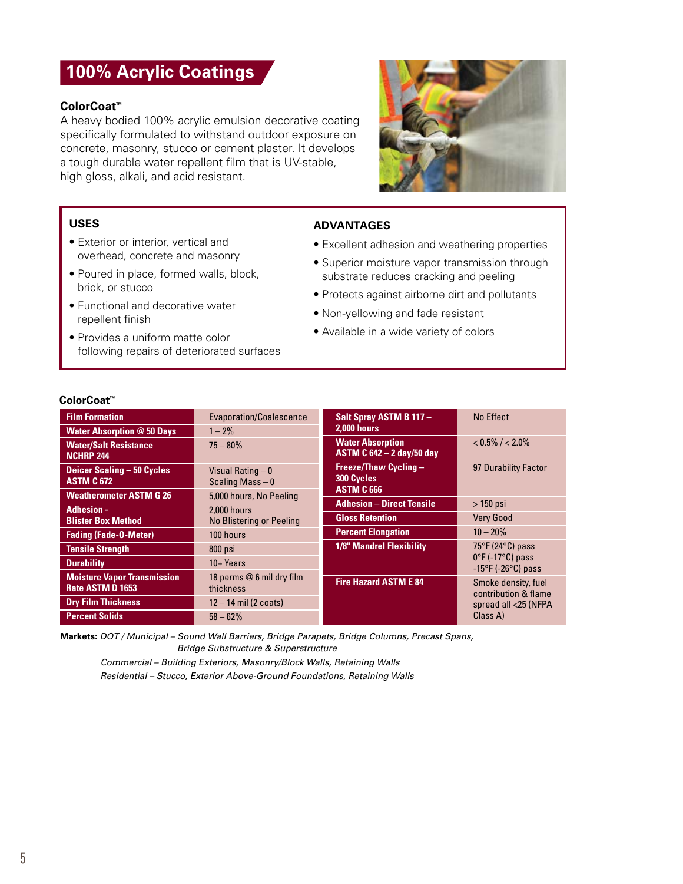# 100% Acrylic Coatings

### ColorCoat™

A heavy bodied 100% acrylic emulsion decorative coating specifically formulated to withstand outdoor exposure on concrete, masonry, stucco or cement plaster. It develops a tough durable water repellent film that is UV-stable, high gloss, alkali, and acid resistant.

**USES**

- Exterior or interior, vertical and overhead, concrete and masonry
- Poured in place, formed walls, block, brick, or stucco
- Functional and decorative water repellent finish
- Provides a uniform matte color following repairs of deteriorated surfaces

**ADVANTAGES**

- Excellent adhesion and weathering properties
- Superior moisture vapor transmission through substrate reduces cracking and peeling
- Protects against airborne dirt and pollutants
- Non-yellowing and fade resistant
- Available in a wide variety of colors

**ColorCoat™**

| Property | Value |
|---|---|
| Film Formation | Evaporation/Coalescence |
| Water Absorption @ 50 Days | 1 – 2% |
| Water/Salt Resistance NCHRP 244 | 75 – 80% |
| Deicer Scaling – 50 Cycles ASTM C 672 | Visual Rating – 0<br>Scaling Mass – 0 |
| Weatherometer ASTM G 26 | 5,000 hours, No Peeling |
| Adhesion - Blister Box Method | 2,000 hours<br>No Blistering or Peeling |
| Fading (Fade-O-Meter) | 100 hours |
| Tensile Strength | 800 psi |
| Durability | 10+ Years |
| Moisture Vapor Transmission Rate ASTM D 1653 | 18 perms @ 6 mil dry film thickness |
| Dry Film Thickness | 12 – 14 mil (2 coats) |
| Percent Solids | 58 – 62% |
| Salt Spray ASTM B 117 – 2,000 hours | No Effect |
| Water Absorption ASTM C 642 – 2 day/50 day | < 0.5% / < 2.0% |
| Freeze/Thaw Cycling – 300 Cycles ASTM C 666 | 97 Durability Factor |
| Adhesion – Direct Tensile | > 150 psi |
| Gloss Retention | Very Good |
| Percent Elongation | 10 – 20% |
| 1/8" Mandrel Flexibility | 75°F (24°C) pass<br>0°F (-17°C) pass<br>-15°F (-26°C) pass |
| Fire Hazard ASTM E 84 | Smoke density, fuel contribution & flame spread all <25 (NFPA Class A) |

**Markets:** *DOT / Municipal – Sound Wall Barriers, Bridge Parapets, Bridge Columns, Precast Spans, Bridge Substructure & Superstructure*

*Commercial – Building Exteriors, Masonry/Block Walls, Retaining Walls*

*Residential – Stucco, Exterior Above-Ground Foundations, Retaining Walls*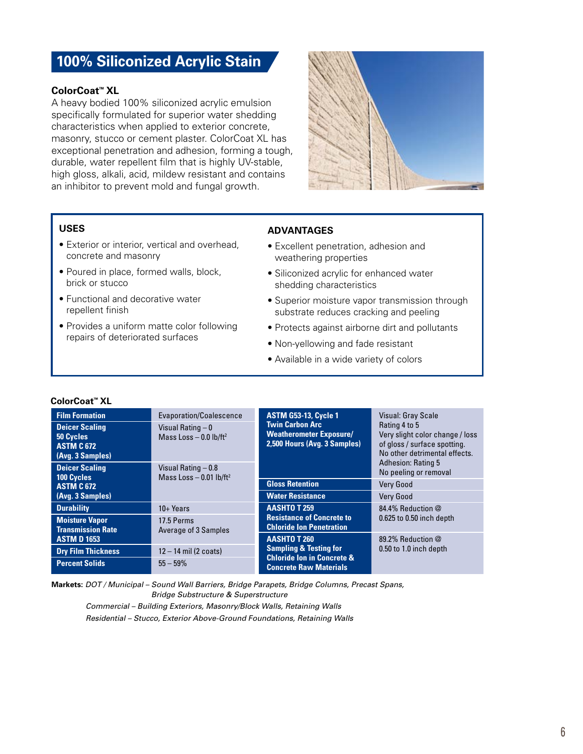## 100% Siliconized Acrylic Stain

**ColorCoat™ XL**

A heavy bodied 100% siliconized acrylic emulsion specifically formulated for superior water shedding characteristics when applied to exterior concrete, masonry, stucco or cement plaster. ColorCoat XL has exceptional penetration and adhesion, forming a tough, durable, water repellent film that is highly UV-stable, high gloss, alkali, acid, mildew resistant and contains an inhibitor to prevent mold and fungal growth.

### USES

- Exterior or interior, vertical and overhead, concrete and masonry
- Poured in place, formed walls, block, brick or stucco
- Functional and decorative water repellent finish
- Provides a uniform matte color following repairs of deteriorated surfaces

### ADVANTAGES

- Excellent penetration, adhesion and weathering properties
- Siliconized acrylic for enhanced water shedding characteristics
- Superior moisture vapor transmission through substrate reduces cracking and peeling
- Protects against airborne dirt and pollutants
- Non-yellowing and fade resistant
- Available in a wide variety of colors

**ColorCoat™ XL**

| Property | Result |
|---|---|
| **Film Formation** | Evaporation/Coalescence |
| **Deicer Scaling 50 Cycles ASTM C 672 (Avg. 3 Samples)** | Visual Rating – 0<br>Mass Loss – 0.0 lb/ft² |
| **Deicer Scaling 100 Cycles ASTM C 672 (Avg. 3 Samples)** | Visual Rating – 0.8<br>Mass Loss – 0.01 lb/ft² |
| **Durability** | 10+ Years |
| **Moisture Vapor Transmission Rate ASTM D 1653** | 17.5 Perms<br>Average of 3 Samples |
| **Dry Film Thickness** | 12 – 14 mil (2 coats) |
| **Percent Solids** | 55 – 59% |
| **ASTM G53-13, Cycle 1 Twin Carbon Arc Weatherometer Exposure/ 2,500 Hours (Avg. 3 Samples)** | Visual: Gray Scale Rating 4 to 5<br>Very slight color change / loss of gloss / surface spotting. No other detrimental effects.<br>Adhesion: Rating 5<br>No peeling or removal |
| **Gloss Retention** | Very Good |
| **Water Resistance** | Very Good |
| **AASHTO T 259 Resistance of Concrete to Chloride Ion Penetration** | 84.4% Reduction @ 0.625 to 0.50 inch depth |
| **AASHTO T 260 Sampling & Testing for Chloride Ion in Concrete & Concrete Raw Materials** | 89.2% Reduction @ 0.50 to 1.0 inch depth |

**Markets:** *DOT / Municipal – Sound Wall Barriers, Bridge Parapets, Bridge Columns, Precast Spans, Bridge Substructure & Superstructure*

*Commercial – Building Exteriors, Masonry/Block Walls, Retaining Walls*

*Residential – Stucco, Exterior Above-Ground Foundations, Retaining Walls*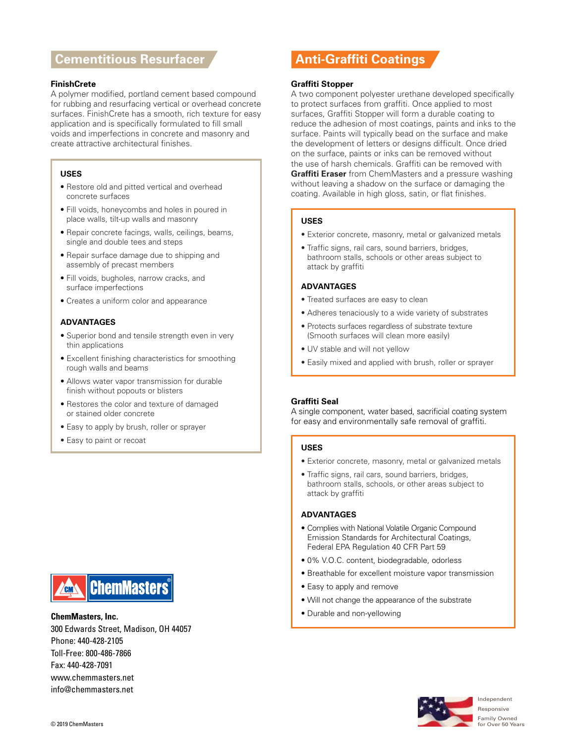## Cementitious Resurfacer

### FinishCrete

A polymer modified, portland cement based compound for rubbing and resurfacing vertical or overhead concrete surfaces. FinishCrete has a smooth, rich texture for easy application and is specifically formulated to fill small voids and imperfections in concrete and masonry and create attractive architectural finishes.

**USES**

- Restore old and pitted vertical and overhead concrete surfaces
- Fill voids, honeycombs and holes in poured in place walls, tilt-up walls and masonry
- Repair concrete facings, walls, ceilings, beams, single and double tees and steps
- Repair surface damage due to shipping and assembly of precast members
- Fill voids, bugholes, narrow cracks, and surface imperfections
- Creates a uniform color and appearance

**ADVANTAGES**

- Superior bond and tensile strength even in very thin applications
- Excellent finishing characteristics for smoothing rough walls and beams
- Allows water vapor transmission for durable finish without popouts or blisters
- Restores the color and texture of damaged or stained older concrete
- Easy to apply by brush, roller or sprayer
- Easy to paint or recoat

## Anti-Graffiti Coatings

### Graffiti Stopper

A two component polyester urethane developed specifically to protect surfaces from graffiti. Once applied to most surfaces, Graffiti Stopper will form a durable coating to reduce the adhesion of most coatings, paints and inks to the surface. Paints will typically bead on the surface and make the development of letters or designs difficult. Once dried on the surface, paints or inks can be removed without the use of harsh chemicals. Graffiti can be removed with **Graffiti Eraser** from ChemMasters and a pressure washing without leaving a shadow on the surface or damaging the coating. Available in high gloss, satin, or flat finishes.

**USES**

- Exterior concrete, masonry, metal or galvanized metals
- Traffic signs, rail cars, sound barriers, bridges, bathroom stalls, schools or other areas subject to attack by graffiti

**ADVANTAGES**

- Treated surfaces are easy to clean
- Adheres tenaciously to a wide variety of substrates
- Protects surfaces regardless of substrate texture (Smooth surfaces will clean more easily)
- UV stable and will not yellow
- Easily mixed and applied with brush, roller or sprayer

### Graffiti Seal

A single component, water based, sacrificial coating system for easy and environmentally safe removal of graffiti.

**USES**

- Exterior concrete, masonry, metal or galvanized metals
- Traffic signs, rail cars, sound barriers, bridges, bathroom stalls, schools, or other areas subject to attack by graffiti

**ADVANTAGES**

- Complies with National Volatile Organic Compound Emission Standards for Architectural Coatings, Federal EPA Regulation 40 CFR Part 59
- 0% V.O.C. content, biodegradable, odorless
- Breathable for excellent moisture vapor transmission
- Easy to apply and remove
- Will not change the appearance of the substrate
- Durable and non-yellowing

ChemMasters®

**ChemMasters, Inc.**
300 Edwards Street, Madison, OH 44057
Phone: 440-428-2105
Toll-Free: 800-486-7866
Fax: 440-428-7091
www.chemmasters.net
info@chemmasters.net

Independent
Responsive
Family Owned for Over 50 Years

© 2019 ChemMasters